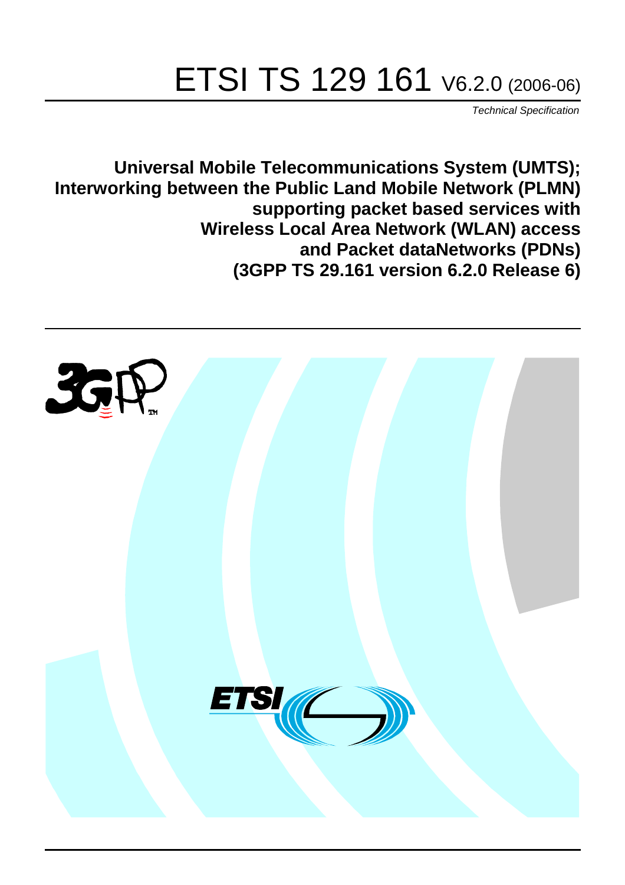# ETSI TS 129 161 V6.2.0 (2006-06)

*Technical Specification*

**Universal Mobile Telecommunications System (UMTS); Interworking between the Public Land Mobile Network (PLMN) supporting packet based services with Wireless Local Area Network (WLAN) access and Packet dataNetworks (PDNs) (3GPP TS 29.161 version 6.2.0 Release 6)**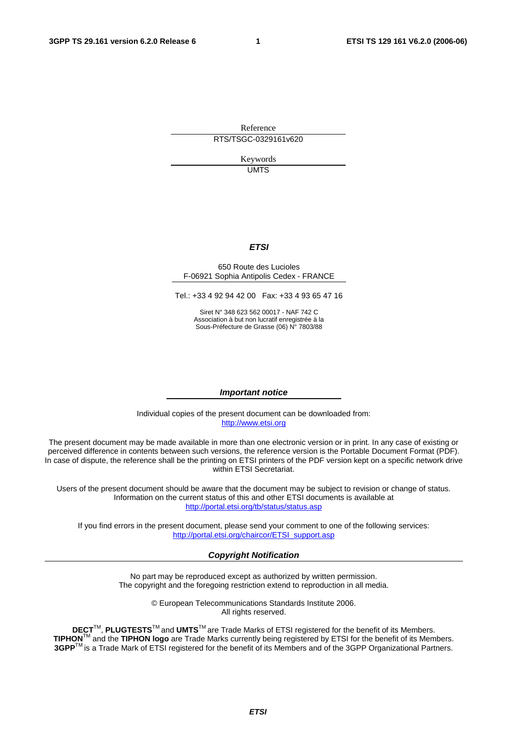Reference

RTS/TSGC-0329161v620

Keywords

UMTS

***ETSI***

650 Route des Lucioles
F-06921 Sophia Antipolis Cedex - FRANCE

Tel.: +33 4 92 94 42 00 Fax: +33 4 93 65 47 16

Siret N° 348 623 562 00017 - NAF 742 C
Association à but non lucratif enregistrée à la
Sous-Préfecture de Grasse (06) N° 7803/88

***Important notice***

Individual copies of the present document can be downloaded from:
http://www.etsi.org

The present document may be made available in more than one electronic version or in print. In any case of existing or perceived difference in contents between such versions, the reference version is the Portable Document Format (PDF). In case of dispute, the reference shall be the printing on ETSI printers of the PDF version kept on a specific network drive within ETSI Secretariat.

Users of the present document should be aware that the document may be subject to revision or change of status. Information on the current status of this and other ETSI documents is available at
http://portal.etsi.org/tb/status/status.asp

If you find errors in the present document, please send your comment to one of the following services:
http://portal.etsi.org/chaircor/ETSI_support.asp

***Copyright Notification***

No part may be reproduced except as authorized by written permission.
The copyright and the foregoing restriction extend to reproduction in all media.

© European Telecommunications Standards Institute 2006.
All rights reserved.

**DECT**TM, **PLUGTESTS**TM and **UMTS**TM are Trade Marks of ETSI registered for the benefit of its Members.
**TIPHON**TM and the **TIPHON logo** are Trade Marks currently being registered by ETSI for the benefit of its Members.
**3GPP**TM is a Trade Mark of ETSI registered for the benefit of its Members and of the 3GPP Organizational Partners.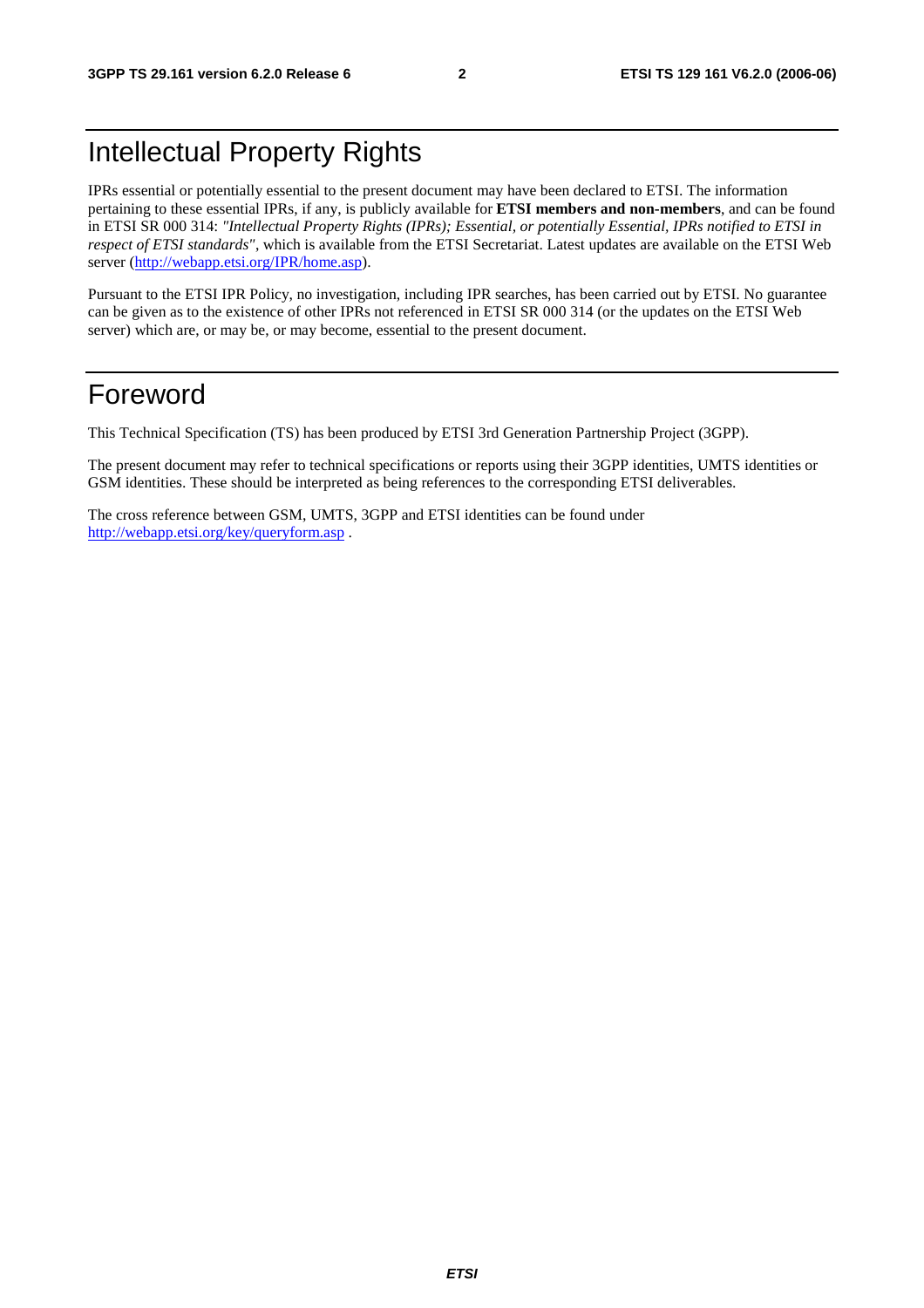# Intellectual Property Rights

IPRs essential or potentially essential to the present document may have been declared to ETSI. The information pertaining to these essential IPRs, if any, is publicly available for **ETSI members and non-members**, and can be found in ETSI SR 000 314: *"Intellectual Property Rights (IPRs); Essential, or potentially Essential, IPRs notified to ETSI in respect of ETSI standards"*, which is available from the ETSI Secretariat. Latest updates are available on the ETSI Web server (http://webapp.etsi.org/IPR/home.asp).

Pursuant to the ETSI IPR Policy, no investigation, including IPR searches, has been carried out by ETSI. No guarantee can be given as to the existence of other IPRs not referenced in ETSI SR 000 314 (or the updates on the ETSI Web server) which are, or may be, or may become, essential to the present document.

# Foreword

This Technical Specification (TS) has been produced by ETSI 3rd Generation Partnership Project (3GPP).

The present document may refer to technical specifications or reports using their 3GPP identities, UMTS identities or GSM identities. These should be interpreted as being references to the corresponding ETSI deliverables.

The cross reference between GSM, UMTS, 3GPP and ETSI identities can be found under http://webapp.etsi.org/key/queryform.asp .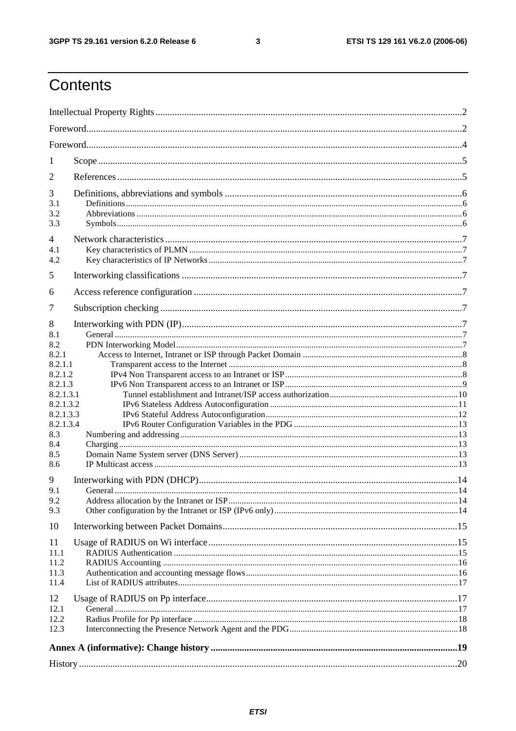# Contents

Intellectual Property Rights ..... 2

Foreword ..... 2

Foreword ..... 4

1 Scope ..... 5

2 References ..... 5

3 Definitions, abbreviations and symbols ..... 6
3.1 Definitions ..... 6
3.2 Abbreviations ..... 6
3.3 Symbols ..... 6

4 Network characteristics ..... 7
4.1 Key characteristics of PLMN ..... 7
4.2 Key characteristics of IP Networks ..... 7

5 Interworking classifications ..... 7

6 Access reference configuration ..... 7

7 Subscription checking ..... 7

8 Interworking with PDN (IP) ..... 7
8.1 General ..... 7
8.2 PDN Interworking Model ..... 7
8.2.1 Access to Internet, Intranet or ISP through Packet Domain ..... 8
8.2.1.1 Transparent access to the Internet ..... 8
8.2.1.2 IPv4 Non Transparent access to an Intranet or ISP ..... 8
8.2.1.3 IPv6 Non Transparent access to an Intranet or ISP ..... 9
8.2.1.3.1 Tunnel establishment and Intranet/ISP access authorization ..... 10
8.2.1.3.2 IPv6 Stateless Address Autoconfiguration ..... 11
8.2.1.3.3 IPv6 Stateful Address Autoconfiguration ..... 12
8.2.1.3.4 IPv6 Router Configuration Variables in the PDG ..... 13
8.3 Numbering and addressing ..... 13
8.4 Charging ..... 13
8.5 Domain Name System server (DNS Server) ..... 13
8.6 IP Multicast access ..... 13

9 Interworking with PDN (DHCP) ..... 14
9.1 General ..... 14
9.2 Address allocation by the Intranet or ISP ..... 14
9.3 Other configuration by the Intranet or ISP (IPv6 only) ..... 14

10 Interworking between Packet Domains ..... 15

11 Usage of RADIUS on Wi interface ..... 15
11.1 RADIUS Authentication ..... 15
11.2 RADIUS Accounting ..... 16
11.3 Authentication and accounting message flows ..... 16
11.4 List of RADIUS attributes ..... 17

12 Usage of RADIUS on Pp interface ..... 17
12.1 General ..... 17
12.2 Radius Profile for Pp interface ..... 18
12.3 Interconnecting the Presence Network Agent and the PDG ..... 18

**Annex A (informative): Change history ..... 19**

History ..... 20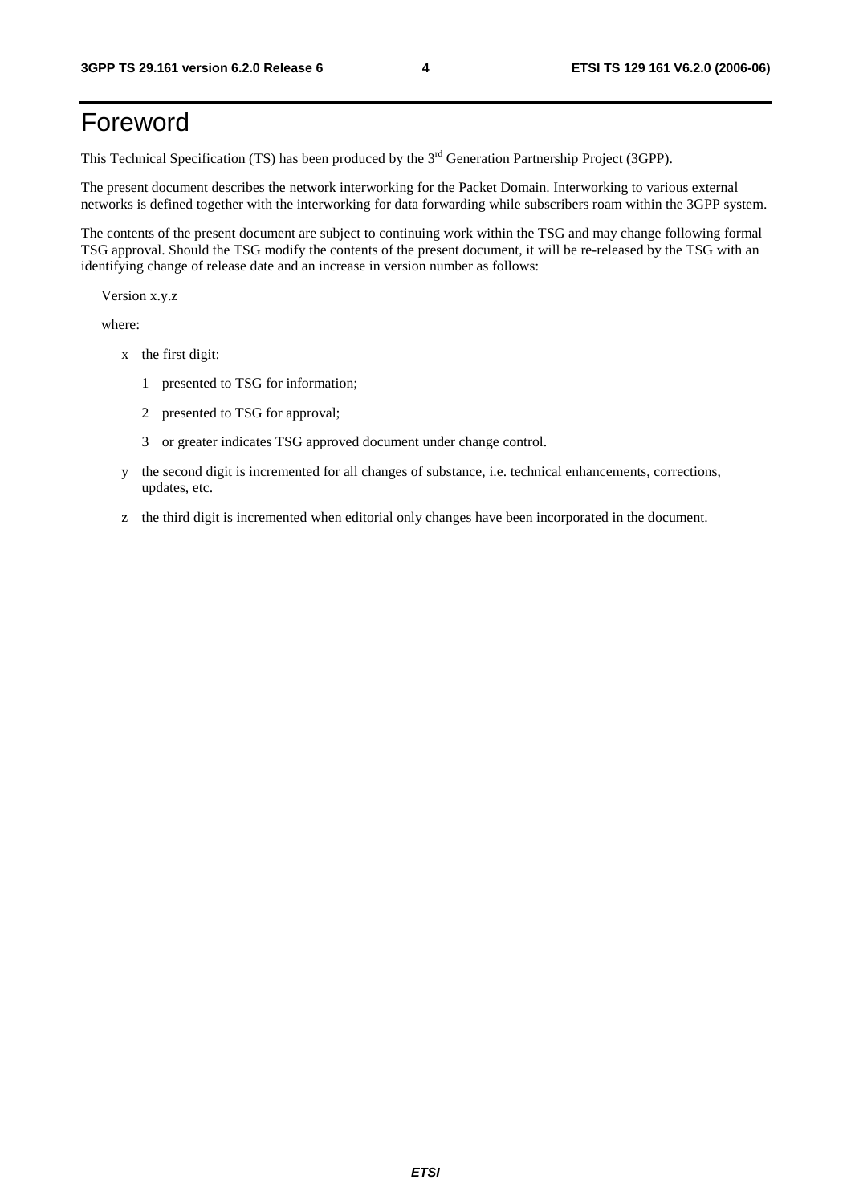# Foreword

This Technical Specification (TS) has been produced by the 3rd Generation Partnership Project (3GPP).

The present document describes the network interworking for the Packet Domain. Interworking to various external networks is defined together with the interworking for data forwarding while subscribers roam within the 3GPP system.

The contents of the present document are subject to continuing work within the TSG and may change following formal TSG approval. Should the TSG modify the contents of the present document, it will be re-released by the TSG with an identifying change of release date and an increase in version number as follows:

Version x.y.z

where:

- x the first digit:
  - 1 presented to TSG for information;
  - 2 presented to TSG for approval;
  - 3 or greater indicates TSG approved document under change control.
- y the second digit is incremented for all changes of substance, i.e. technical enhancements, corrections, updates, etc.
- z the third digit is incremented when editorial only changes have been incorporated in the document.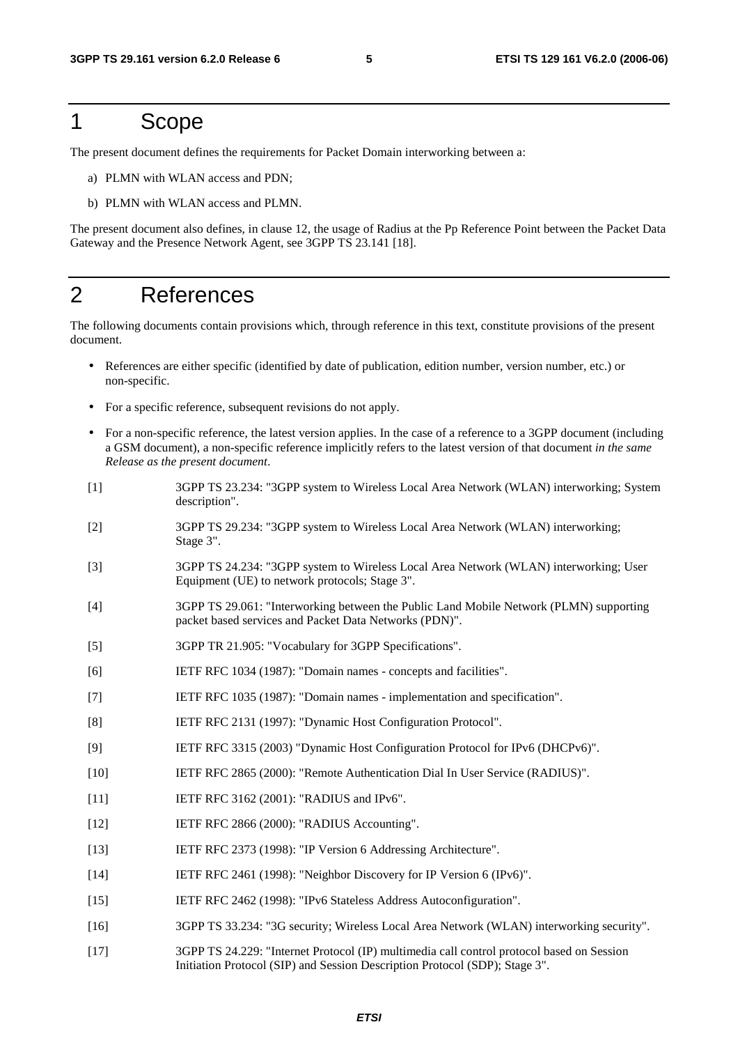# 1 Scope

The present document defines the requirements for Packet Domain interworking between a:

a) PLMN with WLAN access and PDN;

b) PLMN with WLAN access and PLMN.

The present document also defines, in clause 12, the usage of Radius at the Pp Reference Point between the Packet Data Gateway and the Presence Network Agent, see 3GPP TS 23.141 [18].

# 2 References

The following documents contain provisions which, through reference in this text, constitute provisions of the present document.

- References are either specific (identified by date of publication, edition number, version number, etc.) or non-specific.
- For a specific reference, subsequent revisions do not apply.
- For a non-specific reference, the latest version applies. In the case of a reference to a 3GPP document (including a GSM document), a non-specific reference implicitly refers to the latest version of that document *in the same Release as the present document*.

[1] 3GPP TS 23.234: "3GPP system to Wireless Local Area Network (WLAN) interworking; System description".

[2] 3GPP TS 29.234: "3GPP system to Wireless Local Area Network (WLAN) interworking; Stage 3".

[3] 3GPP TS 24.234: "3GPP system to Wireless Local Area Network (WLAN) interworking; User Equipment (UE) to network protocols; Stage 3".

[4] 3GPP TS 29.061: "Interworking between the Public Land Mobile Network (PLMN) supporting packet based services and Packet Data Networks (PDN)".

[5] 3GPP TR 21.905: "Vocabulary for 3GPP Specifications".

[6] IETF RFC 1034 (1987): "Domain names - concepts and facilities".

[7] IETF RFC 1035 (1987): "Domain names - implementation and specification".

[8] IETF RFC 2131 (1997): "Dynamic Host Configuration Protocol".

[9] IETF RFC 3315 (2003) "Dynamic Host Configuration Protocol for IPv6 (DHCPv6)".

[10] IETF RFC 2865 (2000): "Remote Authentication Dial In User Service (RADIUS)".

[11] IETF RFC 3162 (2001): "RADIUS and IPv6".

[12] IETF RFC 2866 (2000): "RADIUS Accounting".

[13] IETF RFC 2373 (1998): "IP Version 6 Addressing Architecture".

[14] IETF RFC 2461 (1998): "Neighbor Discovery for IP Version 6 (IPv6)".

[15] IETF RFC 2462 (1998): "IPv6 Stateless Address Autoconfiguration".

[16] 3GPP TS 33.234: "3G security; Wireless Local Area Network (WLAN) interworking security".

[17] 3GPP TS 24.229: "Internet Protocol (IP) multimedia call control protocol based on Session Initiation Protocol (SIP) and Session Description Protocol (SDP); Stage 3".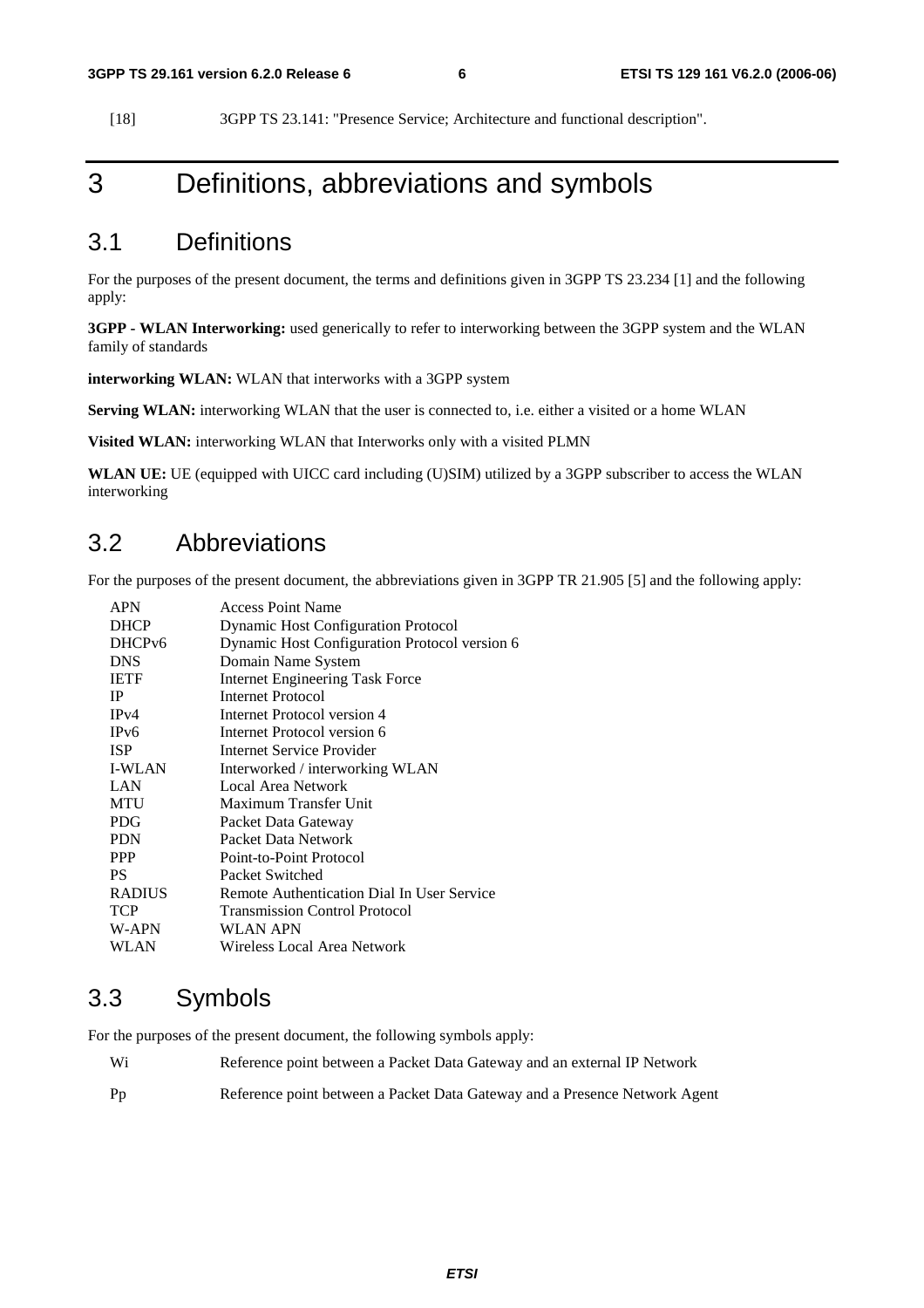[18] 3GPP TS 23.141: "Presence Service; Architecture and functional description".

# 3 Definitions, abbreviations and symbols

## 3.1 Definitions

For the purposes of the present document, the terms and definitions given in 3GPP TS 23.234 [1] and the following apply:

**3GPP - WLAN Interworking:** used generically to refer to interworking between the 3GPP system and the WLAN family of standards

**interworking WLAN:** WLAN that interworks with a 3GPP system

**Serving WLAN:** interworking WLAN that the user is connected to, i.e. either a visited or a home WLAN

**Visited WLAN:** interworking WLAN that Interworks only with a visited PLMN

**WLAN UE:** UE (equipped with UICC card including (U)SIM) utilized by a 3GPP subscriber to access the WLAN interworking

## 3.2 Abbreviations

For the purposes of the present document, the abbreviations given in 3GPP TR 21.905 [5] and the following apply:

| | |
|---|---|
| APN | Access Point Name |
| DHCP | Dynamic Host Configuration Protocol |
| DHCPv6 | Dynamic Host Configuration Protocol version 6 |
| DNS | Domain Name System |
| IETF | Internet Engineering Task Force |
| IP | Internet Protocol |
| IPv4 | Internet Protocol version 4 |
| IPv6 | Internet Protocol version 6 |
| ISP | Internet Service Provider |
| I-WLAN | Interworked / interworking WLAN |
| LAN | Local Area Network |
| MTU | Maximum Transfer Unit |
| PDG | Packet Data Gateway |
| PDN | Packet Data Network |
| PPP | Point-to-Point Protocol |
| PS | Packet Switched |
| RADIUS | Remote Authentication Dial In User Service |
| TCP | Transmission Control Protocol |
| W-APN | WLAN APN |
| WLAN | Wireless Local Area Network |

## 3.3 Symbols

For the purposes of the present document, the following symbols apply:

| | |
|---|---|
| Wi | Reference point between a Packet Data Gateway and an external IP Network |
| Pp | Reference point between a Packet Data Gateway and a Presence Network Agent |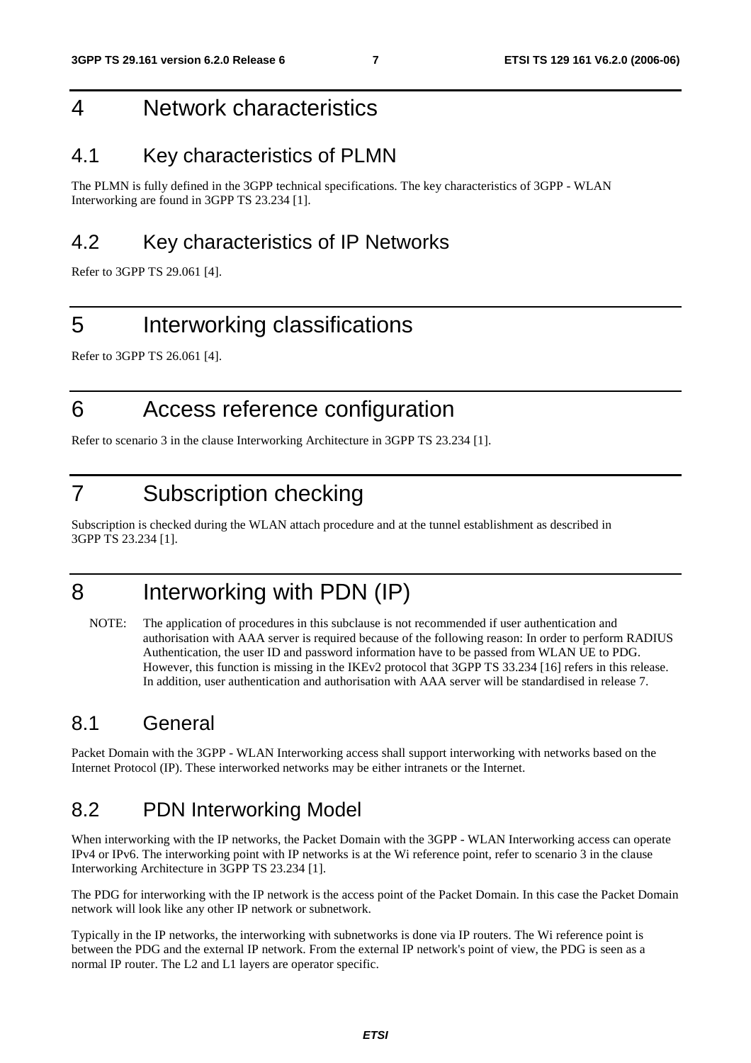# 4 Network characteristics

## 4.1 Key characteristics of PLMN

The PLMN is fully defined in the 3GPP technical specifications. The key characteristics of 3GPP - WLAN Interworking are found in 3GPP TS 23.234 [1].

## 4.2 Key characteristics of IP Networks

Refer to 3GPP TS 29.061 [4].

# 5 Interworking classifications

Refer to 3GPP TS 26.061 [4].

# 6 Access reference configuration

Refer to scenario 3 in the clause Interworking Architecture in 3GPP TS 23.234 [1].

# 7 Subscription checking

Subscription is checked during the WLAN attach procedure and at the tunnel establishment as described in 3GPP TS 23.234 [1].

# 8 Interworking with PDN (IP)

NOTE: The application of procedures in this subclause is not recommended if user authentication and authorisation with AAA server is required because of the following reason: In order to perform RADIUS Authentication, the user ID and password information have to be passed from WLAN UE to PDG. However, this function is missing in the IKEv2 protocol that 3GPP TS 33.234 [16] refers in this release. In addition, user authentication and authorisation with AAA server will be standardised in release 7.

## 8.1 General

Packet Domain with the 3GPP - WLAN Interworking access shall support interworking with networks based on the Internet Protocol (IP). These interworked networks may be either intranets or the Internet.

## 8.2 PDN Interworking Model

When interworking with the IP networks, the Packet Domain with the 3GPP - WLAN Interworking access can operate IPv4 or IPv6. The interworking point with IP networks is at the Wi reference point, refer to scenario 3 in the clause Interworking Architecture in 3GPP TS 23.234 [1].

The PDG for interworking with the IP network is the access point of the Packet Domain. In this case the Packet Domain network will look like any other IP network or subnetwork.

Typically in the IP networks, the interworking with subnetworks is done via IP routers. The Wi reference point is between the PDG and the external IP network. From the external IP network's point of view, the PDG is seen as a normal IP router. The L2 and L1 layers are operator specific.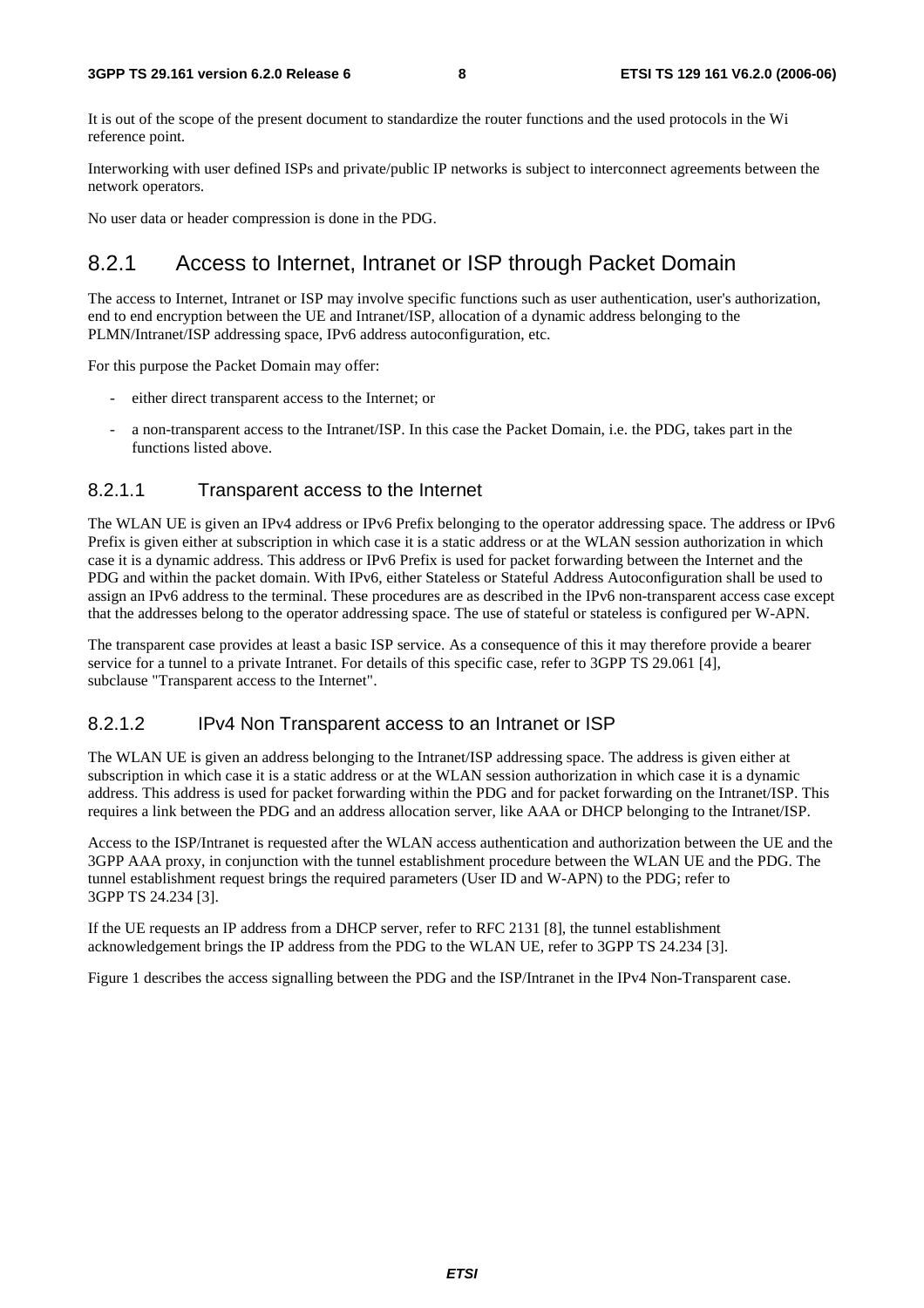It is out of the scope of the present document to standardize the router functions and the used protocols in the Wi reference point.

Interworking with user defined ISPs and private/public IP networks is subject to interconnect agreements between the network operators.

No user data or header compression is done in the PDG.

## 8.2.1 Access to Internet, Intranet or ISP through Packet Domain

The access to Internet, Intranet or ISP may involve specific functions such as user authentication, user's authorization, end to end encryption between the UE and Intranet/ISP, allocation of a dynamic address belonging to the PLMN/Intranet/ISP addressing space, IPv6 address autoconfiguration, etc.

For this purpose the Packet Domain may offer:

- either direct transparent access to the Internet; or
- a non-transparent access to the Intranet/ISP. In this case the Packet Domain, i.e. the PDG, takes part in the functions listed above.

### 8.2.1.1 Transparent access to the Internet

The WLAN UE is given an IPv4 address or IPv6 Prefix belonging to the operator addressing space. The address or IPv6 Prefix is given either at subscription in which case it is a static address or at the WLAN session authorization in which case it is a dynamic address. This address or IPv6 Prefix is used for packet forwarding between the Internet and the PDG and within the packet domain. With IPv6, either Stateless or Stateful Address Autoconfiguration shall be used to assign an IPv6 address to the terminal. These procedures are as described in the IPv6 non-transparent access case except that the addresses belong to the operator addressing space. The use of stateful or stateless is configured per W-APN.

The transparent case provides at least a basic ISP service. As a consequence of this it may therefore provide a bearer service for a tunnel to a private Intranet. For details of this specific case, refer to 3GPP TS 29.061 [4], subclause "Transparent access to the Internet".

### 8.2.1.2 IPv4 Non Transparent access to an Intranet or ISP

The WLAN UE is given an address belonging to the Intranet/ISP addressing space. The address is given either at subscription in which case it is a static address or at the WLAN session authorization in which case it is a dynamic address. This address is used for packet forwarding within the PDG and for packet forwarding on the Intranet/ISP. This requires a link between the PDG and an address allocation server, like AAA or DHCP belonging to the Intranet/ISP.

Access to the ISP/Intranet is requested after the WLAN access authentication and authorization between the UE and the 3GPP AAA proxy, in conjunction with the tunnel establishment procedure between the WLAN UE and the PDG. The tunnel establishment request brings the required parameters (User ID and W-APN) to the PDG; refer to 3GPP TS 24.234 [3].

If the UE requests an IP address from a DHCP server, refer to RFC 2131 [8], the tunnel establishment acknowledgement brings the IP address from the PDG to the WLAN UE, refer to 3GPP TS 24.234 [3].

Figure 1 describes the access signalling between the PDG and the ISP/Intranet in the IPv4 Non-Transparent case.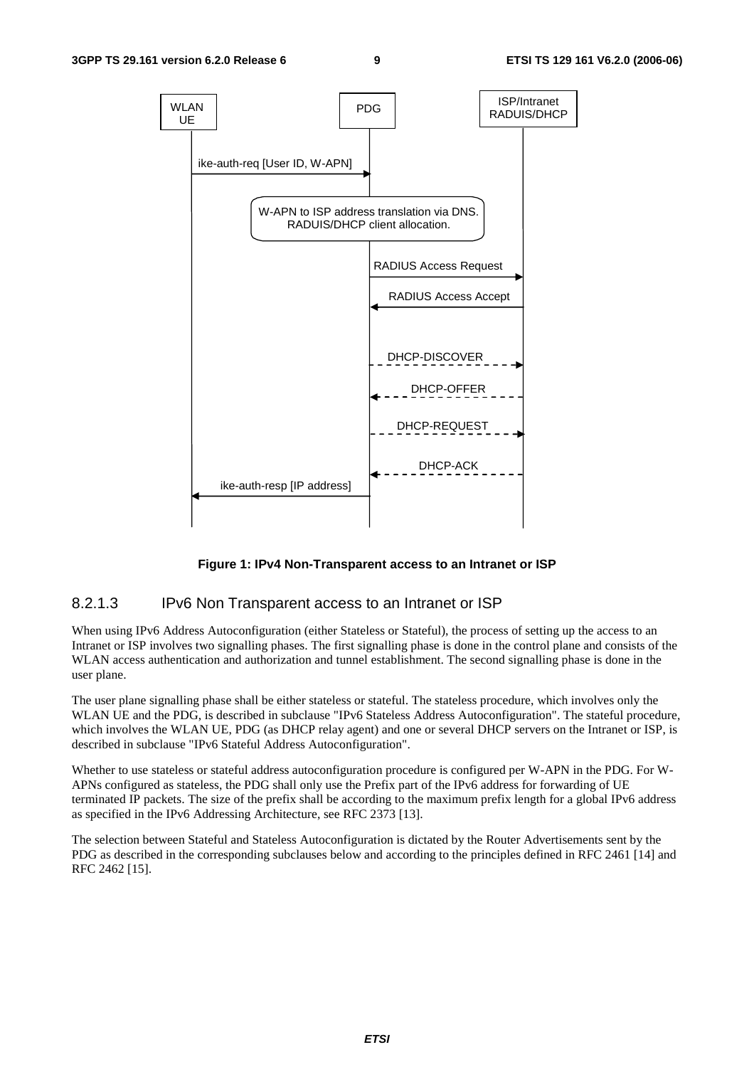Figure 1: IPv4 Non-Transparent access to an Intranet or ISP

#### 8.2.1.3 IPv6 Non Transparent access to an Intranet or ISP

When using IPv6 Address Autoconfiguration (either Stateless or Stateful), the process of setting up the access to an Intranet or ISP involves two signalling phases. The first signalling phase is done in the control plane and consists of the WLAN access authentication and authorization and tunnel establishment. The second signalling phase is done in the user plane.

The user plane signalling phase shall be either stateless or stateful. The stateless procedure, which involves only the WLAN UE and the PDG, is described in subclause "IPv6 Stateless Address Autoconfiguration". The stateful procedure, which involves the WLAN UE, PDG (as DHCP relay agent) and one or several DHCP servers on the Intranet or ISP, is described in subclause "IPv6 Stateful Address Autoconfiguration".

Whether to use stateless or stateful address autoconfiguration procedure is configured per W-APN in the PDG. For W-APNs configured as stateless, the PDG shall only use the Prefix part of the IPv6 address for forwarding of UE terminated IP packets. The size of the prefix shall be according to the maximum prefix length for a global IPv6 address as specified in the IPv6 Addressing Architecture, see RFC 2373 [13].

The selection between Stateful and Stateless Autoconfiguration is dictated by the Router Advertisements sent by the PDG as described in the corresponding subclauses below and according to the principles defined in RFC 2461 [14] and RFC 2462 [15].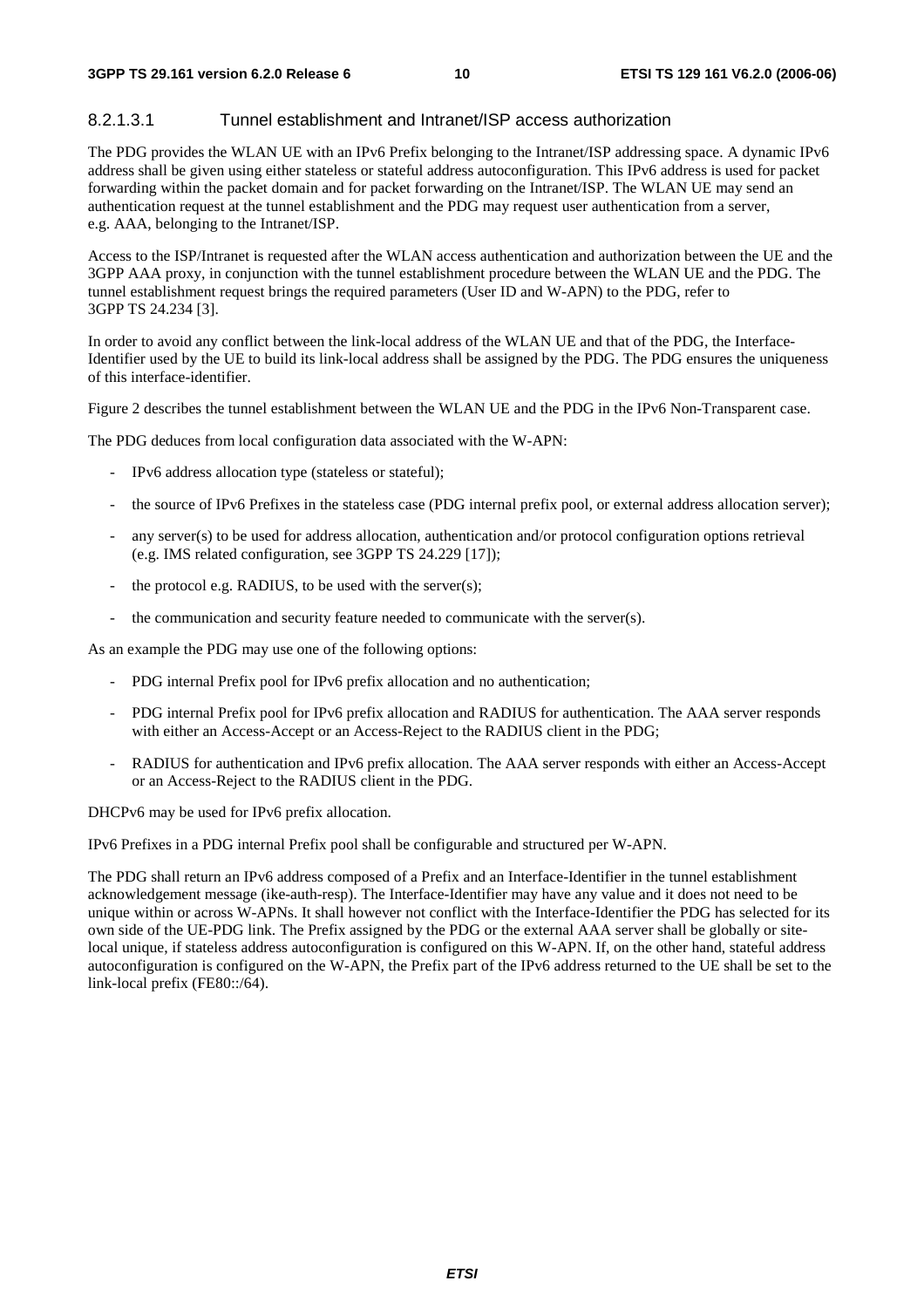#### 8.2.1.3.1 Tunnel establishment and Intranet/ISP access authorization

The PDG provides the WLAN UE with an IPv6 Prefix belonging to the Intranet/ISP addressing space. A dynamic IPv6 address shall be given using either stateless or stateful address autoconfiguration. This IPv6 address is used for packet forwarding within the packet domain and for packet forwarding on the Intranet/ISP. The WLAN UE may send an authentication request at the tunnel establishment and the PDG may request user authentication from a server, e.g. AAA, belonging to the Intranet/ISP.

Access to the ISP/Intranet is requested after the WLAN access authentication and authorization between the UE and the 3GPP AAA proxy, in conjunction with the tunnel establishment procedure between the WLAN UE and the PDG. The tunnel establishment request brings the required parameters (User ID and W-APN) to the PDG, refer to 3GPP TS 24.234 [3].

In order to avoid any conflict between the link-local address of the WLAN UE and that of the PDG, the Interface-Identifier used by the UE to build its link-local address shall be assigned by the PDG. The PDG ensures the uniqueness of this interface-identifier.

Figure 2 describes the tunnel establishment between the WLAN UE and the PDG in the IPv6 Non-Transparent case.

The PDG deduces from local configuration data associated with the W-APN:

- IPv6 address allocation type (stateless or stateful);
- the source of IPv6 Prefixes in the stateless case (PDG internal prefix pool, or external address allocation server);
- any server(s) to be used for address allocation, authentication and/or protocol configuration options retrieval (e.g. IMS related configuration, see 3GPP TS 24.229 [17]);
- the protocol e.g. RADIUS, to be used with the server(s);
- the communication and security feature needed to communicate with the server(s).

As an example the PDG may use one of the following options:

- PDG internal Prefix pool for IPv6 prefix allocation and no authentication;
- PDG internal Prefix pool for IPv6 prefix allocation and RADIUS for authentication. The AAA server responds with either an Access-Accept or an Access-Reject to the RADIUS client in the PDG;
- RADIUS for authentication and IPv6 prefix allocation. The AAA server responds with either an Access-Accept or an Access-Reject to the RADIUS client in the PDG.

DHCPv6 may be used for IPv6 prefix allocation.

IPv6 Prefixes in a PDG internal Prefix pool shall be configurable and structured per W-APN.

The PDG shall return an IPv6 address composed of a Prefix and an Interface-Identifier in the tunnel establishment acknowledgement message (ike-auth-resp). The Interface-Identifier may have any value and it does not need to be unique within or across W-APNs. It shall however not conflict with the Interface-Identifier the PDG has selected for its own side of the UE-PDG link. The Prefix assigned by the PDG or the external AAA server shall be globally or site-local unique, if stateless address autoconfiguration is configured on this W-APN. If, on the other hand, stateful address autoconfiguration is configured on the W-APN, the Prefix part of the IPv6 address returned to the UE shall be set to the link-local prefix (FE80::/64).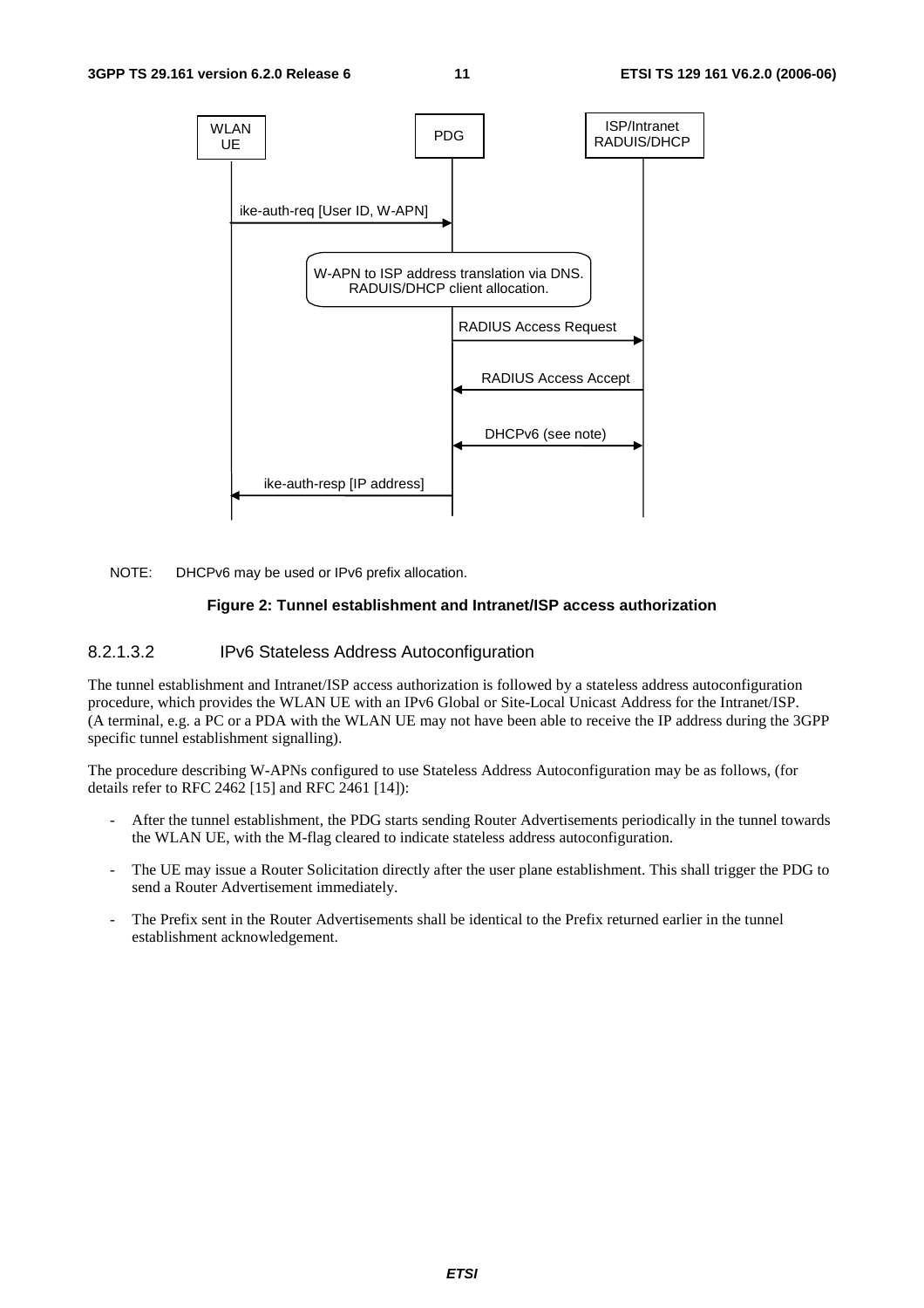NOTE: DHCPv6 may be used or IPv6 prefix allocation.

**Figure 2: Tunnel establishment and Intranet/ISP access authorization**

#### 8.2.1.3.2 IPv6 Stateless Address Autoconfiguration

The tunnel establishment and Intranet/ISP access authorization is followed by a stateless address autoconfiguration procedure, which provides the WLAN UE with an IPv6 Global or Site-Local Unicast Address for the Intranet/ISP. (A terminal, e.g. a PC or a PDA with the WLAN UE may not have been able to receive the IP address during the 3GPP specific tunnel establishment signalling).

The procedure describing W-APNs configured to use Stateless Address Autoconfiguration may be as follows, (for details refer to RFC 2462 [15] and RFC 2461 [14]):

- After the tunnel establishment, the PDG starts sending Router Advertisements periodically in the tunnel towards the WLAN UE, with the M-flag cleared to indicate stateless address autoconfiguration.
- The UE may issue a Router Solicitation directly after the user plane establishment. This shall trigger the PDG to send a Router Advertisement immediately.
- The Prefix sent in the Router Advertisements shall be identical to the Prefix returned earlier in the tunnel establishment acknowledgement.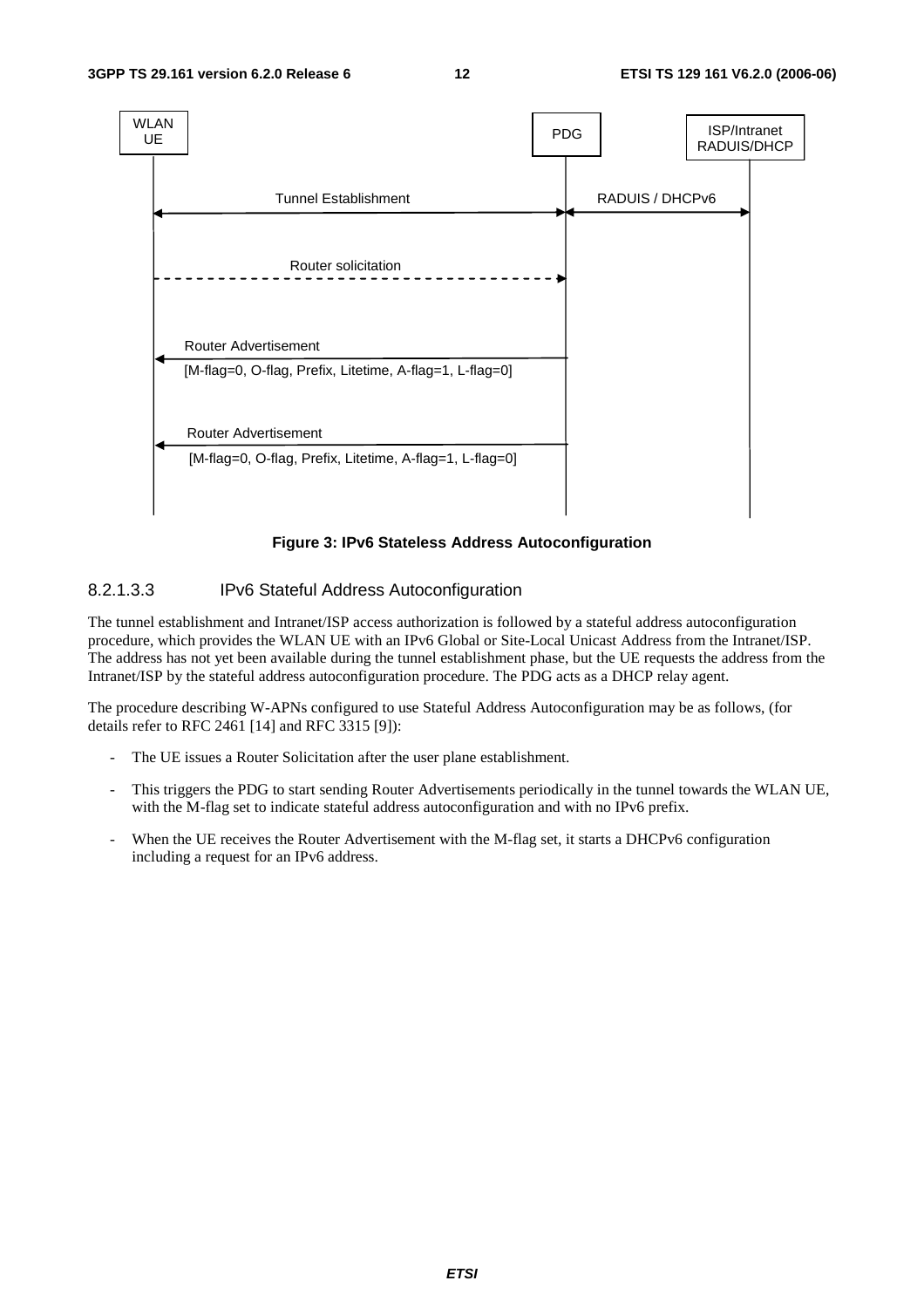WLAN UE | PDG | ISP/Intranet RADUIS/DHCP

Tunnel Establishment | RADUIS / DHCPv6

Router solicitation

Router Advertisement
[M-flag=0, O-flag, Prefix, Litetime, A-flag=1, L-flag=0]

Router Advertisement
[M-flag=0, O-flag, Prefix, Litetime, A-flag=1, L-flag=0]

**Figure 3: IPv6 Stateless Address Autoconfiguration**

#### 8.2.1.3.3 IPv6 Stateful Address Autoconfiguration

The tunnel establishment and Intranet/ISP access authorization is followed by a stateful address autoconfiguration procedure, which provides the WLAN UE with an IPv6 Global or Site-Local Unicast Address from the Intranet/ISP. The address has not yet been available during the tunnel establishment phase, but the UE requests the address from the Intranet/ISP by the stateful address autoconfiguration procedure. The PDG acts as a DHCP relay agent.

The procedure describing W-APNs configured to use Stateful Address Autoconfiguration may be as follows, (for details refer to RFC 2461 [14] and RFC 3315 [9]):

- The UE issues a Router Solicitation after the user plane establishment.
- This triggers the PDG to start sending Router Advertisements periodically in the tunnel towards the WLAN UE, with the M-flag set to indicate stateful address autoconfiguration and with no IPv6 prefix.
- When the UE receives the Router Advertisement with the M-flag set, it starts a DHCPv6 configuration including a request for an IPv6 address.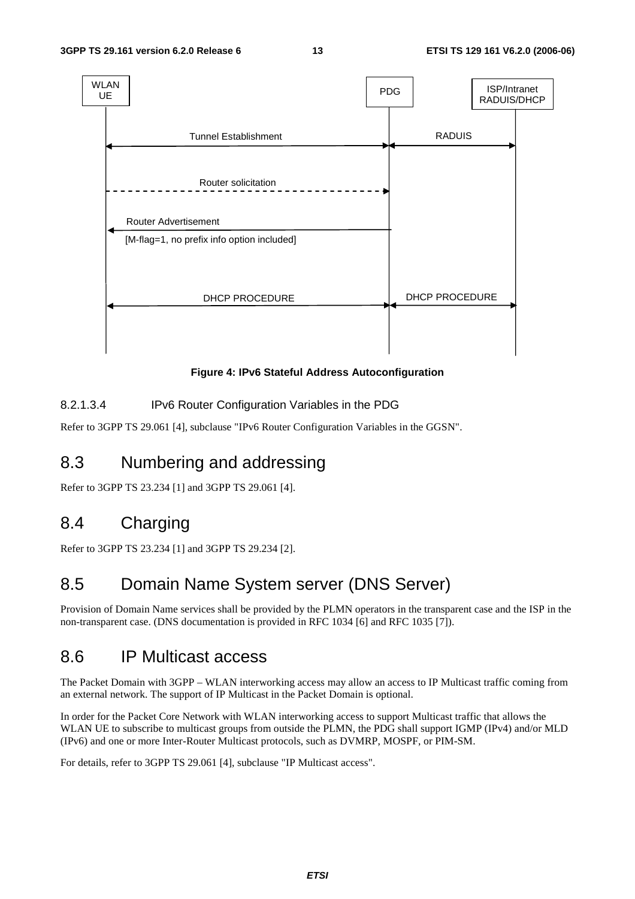WLAN UE | PDG | ISP/Intranet RADUIS/DHCP

Tunnel Establishment — RADUIS

Router solicitation

Router Advertisement [M-flag=1, no prefix info option included]

DHCP PROCEDURE — DHCP PROCEDURE

**Figure 4: IPv6 Stateful Address Autoconfiguration**

#### 8.2.1.3.4 IPv6 Router Configuration Variables in the PDG

Refer to 3GPP TS 29.061 [4], subclause "IPv6 Router Configuration Variables in the GGSN".

## 8.3 Numbering and addressing

Refer to 3GPP TS 23.234 [1] and 3GPP TS 29.061 [4].

## 8.4 Charging

Refer to 3GPP TS 23.234 [1] and 3GPP TS 29.234 [2].

## 8.5 Domain Name System server (DNS Server)

Provision of Domain Name services shall be provided by the PLMN operators in the transparent case and the ISP in the non-transparent case. (DNS documentation is provided in RFC 1034 [6] and RFC 1035 [7]).

## 8.6 IP Multicast access

The Packet Domain with 3GPP – WLAN interworking access may allow an access to IP Multicast traffic coming from an external network. The support of IP Multicast in the Packet Domain is optional.

In order for the Packet Core Network with WLAN interworking access to support Multicast traffic that allows the WLAN UE to subscribe to multicast groups from outside the PLMN, the PDG shall support IGMP (IPv4) and/or MLD (IPv6) and one or more Inter-Router Multicast protocols, such as DVMRP, MOSPF, or PIM-SM.

For details, refer to 3GPP TS 29.061 [4], subclause "IP Multicast access".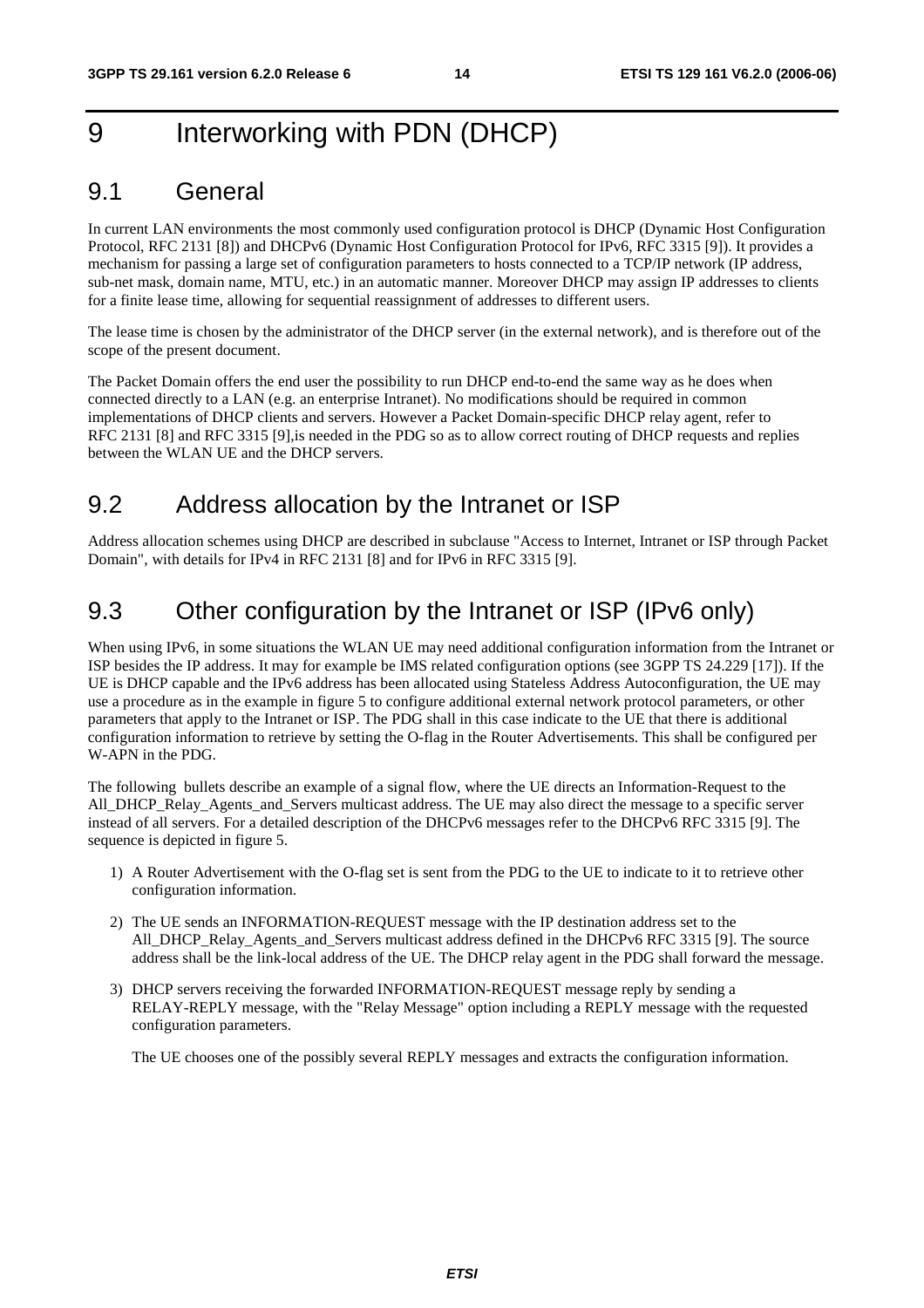# 9 Interworking with PDN (DHCP)

## 9.1 General

In current LAN environments the most commonly used configuration protocol is DHCP (Dynamic Host Configuration Protocol, RFC 2131 [8]) and DHCPv6 (Dynamic Host Configuration Protocol for IPv6, RFC 3315 [9]). It provides a mechanism for passing a large set of configuration parameters to hosts connected to a TCP/IP network (IP address, sub-net mask, domain name, MTU, etc.) in an automatic manner. Moreover DHCP may assign IP addresses to clients for a finite lease time, allowing for sequential reassignment of addresses to different users.

The lease time is chosen by the administrator of the DHCP server (in the external network), and is therefore out of the scope of the present document.

The Packet Domain offers the end user the possibility to run DHCP end-to-end the same way as he does when connected directly to a LAN (e.g. an enterprise Intranet). No modifications should be required in common implementations of DHCP clients and servers. However a Packet Domain-specific DHCP relay agent, refer to RFC 2131 [8] and RFC 3315 [9],is needed in the PDG so as to allow correct routing of DHCP requests and replies between the WLAN UE and the DHCP servers.

## 9.2 Address allocation by the Intranet or ISP

Address allocation schemes using DHCP are described in subclause "Access to Internet, Intranet or ISP through Packet Domain", with details for IPv4 in RFC 2131 [8] and for IPv6 in RFC 3315 [9].

## 9.3 Other configuration by the Intranet or ISP (IPv6 only)

When using IPv6, in some situations the WLAN UE may need additional configuration information from the Intranet or ISP besides the IP address. It may for example be IMS related configuration options (see 3GPP TS 24.229 [17]). If the UE is DHCP capable and the IPv6 address has been allocated using Stateless Address Autoconfiguration, the UE may use a procedure as in the example in figure 5 to configure additional external network protocol parameters, or other parameters that apply to the Intranet or ISP. The PDG shall in this case indicate to the UE that there is additional configuration information to retrieve by setting the O-flag in the Router Advertisements. This shall be configured per W-APN in the PDG.

The following bullets describe an example of a signal flow, where the UE directs an Information-Request to the All_DHCP_Relay_Agents_and_Servers multicast address. The UE may also direct the message to a specific server instead of all servers. For a detailed description of the DHCPv6 messages refer to the DHCPv6 RFC 3315 [9]. The sequence is depicted in figure 5.

1) A Router Advertisement with the O-flag set is sent from the PDG to the UE to indicate to it to retrieve other configuration information.

2) The UE sends an INFORMATION-REQUEST message with the IP destination address set to the All_DHCP_Relay_Agents_and_Servers multicast address defined in the DHCPv6 RFC 3315 [9]. The source address shall be the link-local address of the UE. The DHCP relay agent in the PDG shall forward the message.

3) DHCP servers receiving the forwarded INFORMATION-REQUEST message reply by sending a RELAY-REPLY message, with the "Relay Message" option including a REPLY message with the requested configuration parameters.

   The UE chooses one of the possibly several REPLY messages and extracts the configuration information.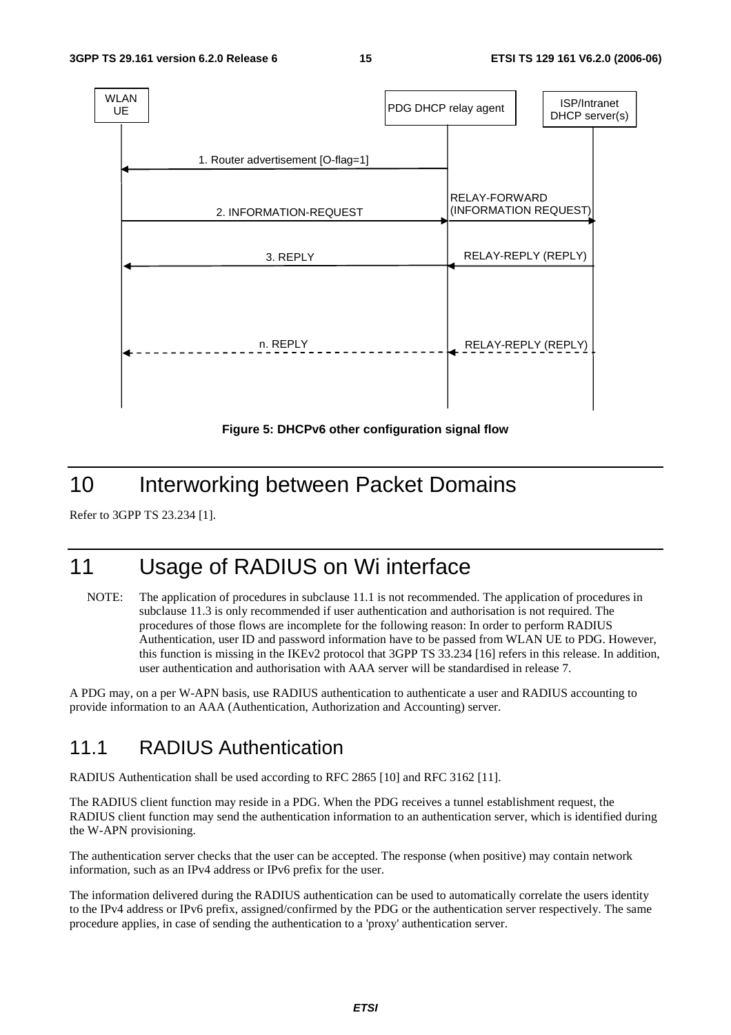Figure 5: DHCPv6 other configuration signal flow

# 10 Interworking between Packet Domains

Refer to 3GPP TS 23.234 [1].

# 11 Usage of RADIUS on Wi interface

NOTE: The application of procedures in subclause 11.1 is not recommended. The application of procedures in subclause 11.3 is only recommended if user authentication and authorisation is not required. The procedures of those flows are incomplete for the following reason: In order to perform RADIUS Authentication, user ID and password information have to be passed from WLAN UE to PDG. However, this function is missing in the IKEv2 protocol that 3GPP TS 33.234 [16] refers in this release. In addition, user authentication and authorisation with AAA server will be standardised in release 7.

A PDG may, on a per W-APN basis, use RADIUS authentication to authenticate a user and RADIUS accounting to provide information to an AAA (Authentication, Authorization and Accounting) server.

## 11.1 RADIUS Authentication

RADIUS Authentication shall be used according to RFC 2865 [10] and RFC 3162 [11].

The RADIUS client function may reside in a PDG. When the PDG receives a tunnel establishment request, the RADIUS client function may send the authentication information to an authentication server, which is identified during the W-APN provisioning.

The authentication server checks that the user can be accepted. The response (when positive) may contain network information, such as an IPv4 address or IPv6 prefix for the user.

The information delivered during the RADIUS authentication can be used to automatically correlate the users identity to the IPv4 address or IPv6 prefix, assigned/confirmed by the PDG or the authentication server respectively. The same procedure applies, in case of sending the authentication to a 'proxy' authentication server.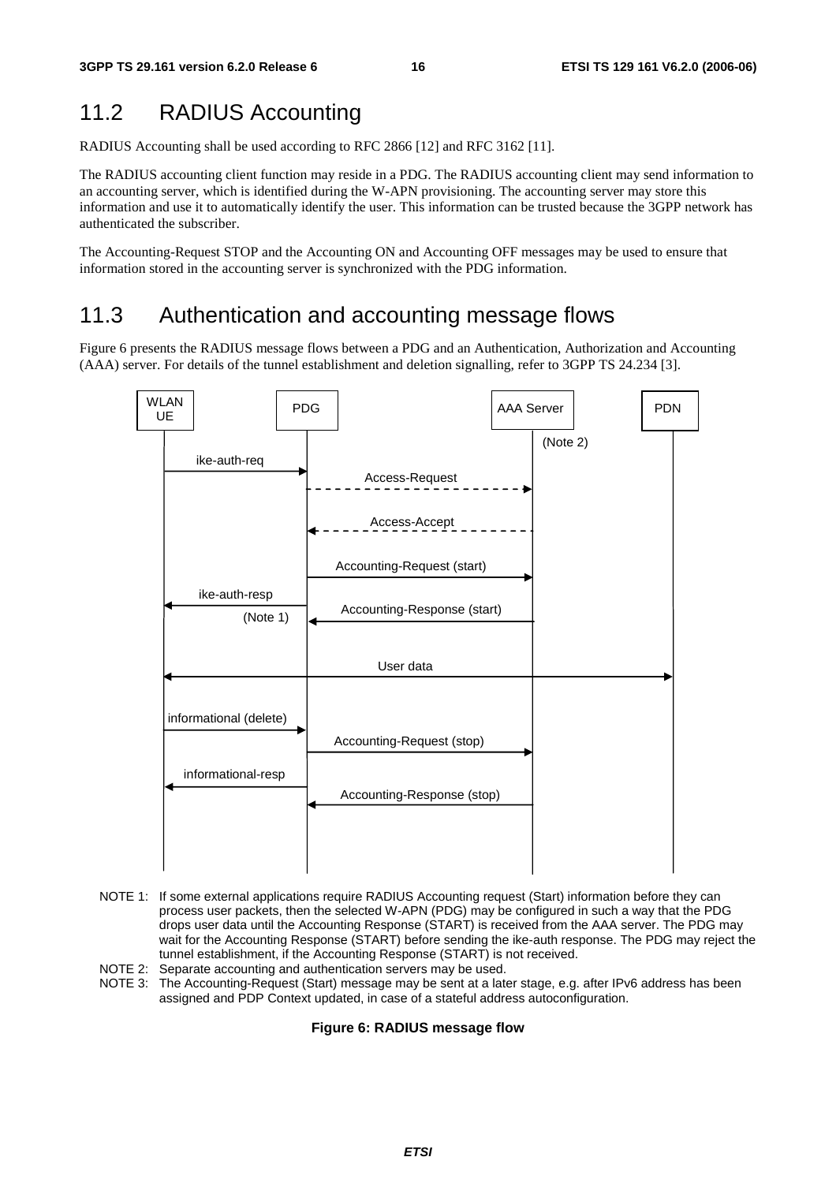## 11.2 RADIUS Accounting

RADIUS Accounting shall be used according to RFC 2866 [12] and RFC 3162 [11].

The RADIUS accounting client function may reside in a PDG. The RADIUS accounting client may send information to an accounting server, which is identified during the W-APN provisioning. The accounting server may store this information and use it to automatically identify the user. This information can be trusted because the 3GPP network has authenticated the subscriber.

The Accounting-Request STOP and the Accounting ON and Accounting OFF messages may be used to ensure that information stored in the accounting server is synchronized with the PDG information.

## 11.3 Authentication and accounting message flows

Figure 6 presents the RADIUS message flows between a PDG and an Authentication, Authorization and Accounting (AAA) server. For details of the tunnel establishment and deletion signalling, refer to 3GPP TS 24.234 [3].

WLAN UE | PDG | AAA Server | PDN

(Note 2)

ike-auth-req

Access-Request

Access-Accept

Accounting-Request (start)

ike-auth-resp

(Note 1)

Accounting-Response (start)

User data

informational (delete)

Accounting-Request (stop)

informational-resp

Accounting-Response (stop)

NOTE 1: If some external applications require RADIUS Accounting request (Start) information before they can process user packets, then the selected W-APN (PDG) may be configured in such a way that the PDG drops user data until the Accounting Response (START) is received from the AAA server. The PDG may wait for the Accounting Response (START) before sending the ike-auth response. The PDG may reject the tunnel establishment, if the Accounting Response (START) is not received.

NOTE 2: Separate accounting and authentication servers may be used.

NOTE 3: The Accounting-Request (Start) message may be sent at a later stage, e.g. after IPv6 address has been assigned and PDP Context updated, in case of a stateful address autoconfiguration.

**Figure 6: RADIUS message flow**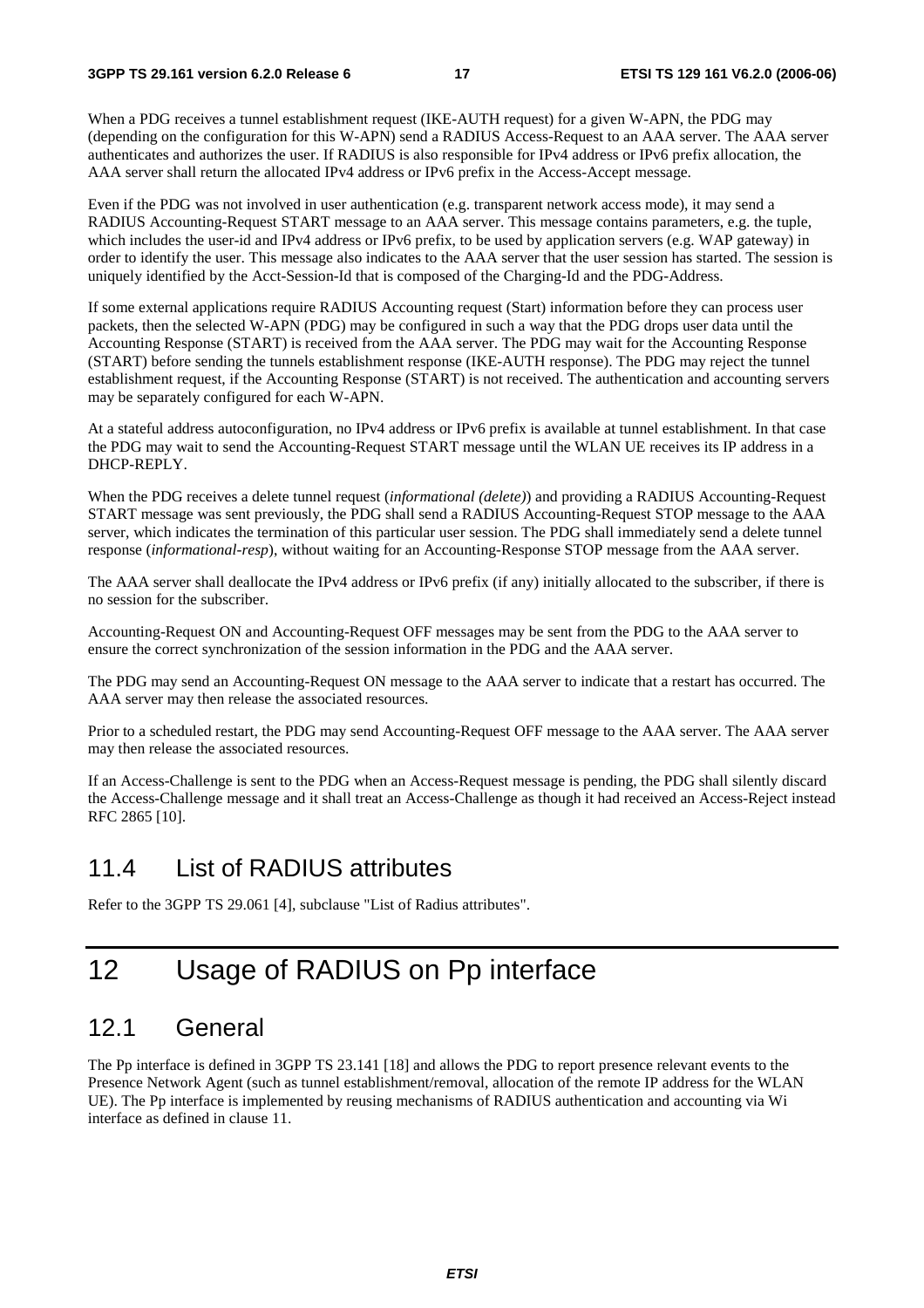When a PDG receives a tunnel establishment request (IKE-AUTH request) for a given W-APN, the PDG may (depending on the configuration for this W-APN) send a RADIUS Access-Request to an AAA server. The AAA server authenticates and authorizes the user. If RADIUS is also responsible for IPv4 address or IPv6 prefix allocation, the AAA server shall return the allocated IPv4 address or IPv6 prefix in the Access-Accept message.

Even if the PDG was not involved in user authentication (e.g. transparent network access mode), it may send a RADIUS Accounting-Request START message to an AAA server. This message contains parameters, e.g. the tuple, which includes the user-id and IPv4 address or IPv6 prefix, to be used by application servers (e.g. WAP gateway) in order to identify the user. This message also indicates to the AAA server that the user session has started. The session is uniquely identified by the Acct-Session-Id that is composed of the Charging-Id and the PDG-Address.

If some external applications require RADIUS Accounting request (Start) information before they can process user packets, then the selected W-APN (PDG) may be configured in such a way that the PDG drops user data until the Accounting Response (START) is received from the AAA server. The PDG may wait for the Accounting Response (START) before sending the tunnels establishment response (IKE-AUTH response). The PDG may reject the tunnel establishment request, if the Accounting Response (START) is not received. The authentication and accounting servers may be separately configured for each W-APN.

At a stateful address autoconfiguration, no IPv4 address or IPv6 prefix is available at tunnel establishment. In that case the PDG may wait to send the Accounting-Request START message until the WLAN UE receives its IP address in a DHCP-REPLY.

When the PDG receives a delete tunnel request (*informational (delete)*) and providing a RADIUS Accounting-Request START message was sent previously, the PDG shall send a RADIUS Accounting-Request STOP message to the AAA server, which indicates the termination of this particular user session. The PDG shall immediately send a delete tunnel response (*informational-resp*), without waiting for an Accounting-Response STOP message from the AAA server.

The AAA server shall deallocate the IPv4 address or IPv6 prefix (if any) initially allocated to the subscriber, if there is no session for the subscriber.

Accounting-Request ON and Accounting-Request OFF messages may be sent from the PDG to the AAA server to ensure the correct synchronization of the session information in the PDG and the AAA server.

The PDG may send an Accounting-Request ON message to the AAA server to indicate that a restart has occurred. The AAA server may then release the associated resources.

Prior to a scheduled restart, the PDG may send Accounting-Request OFF message to the AAA server. The AAA server may then release the associated resources.

If an Access-Challenge is sent to the PDG when an Access-Request message is pending, the PDG shall silently discard the Access-Challenge message and it shall treat an Access-Challenge as though it had received an Access-Reject instead RFC 2865 [10].

## 11.4 List of RADIUS attributes

Refer to the 3GPP TS 29.061 [4], subclause "List of Radius attributes".

# 12 Usage of RADIUS on Pp interface

## 12.1 General

The Pp interface is defined in 3GPP TS 23.141 [18] and allows the PDG to report presence relevant events to the Presence Network Agent (such as tunnel establishment/removal, allocation of the remote IP address for the WLAN UE). The Pp interface is implemented by reusing mechanisms of RADIUS authentication and accounting via Wi interface as defined in clause 11.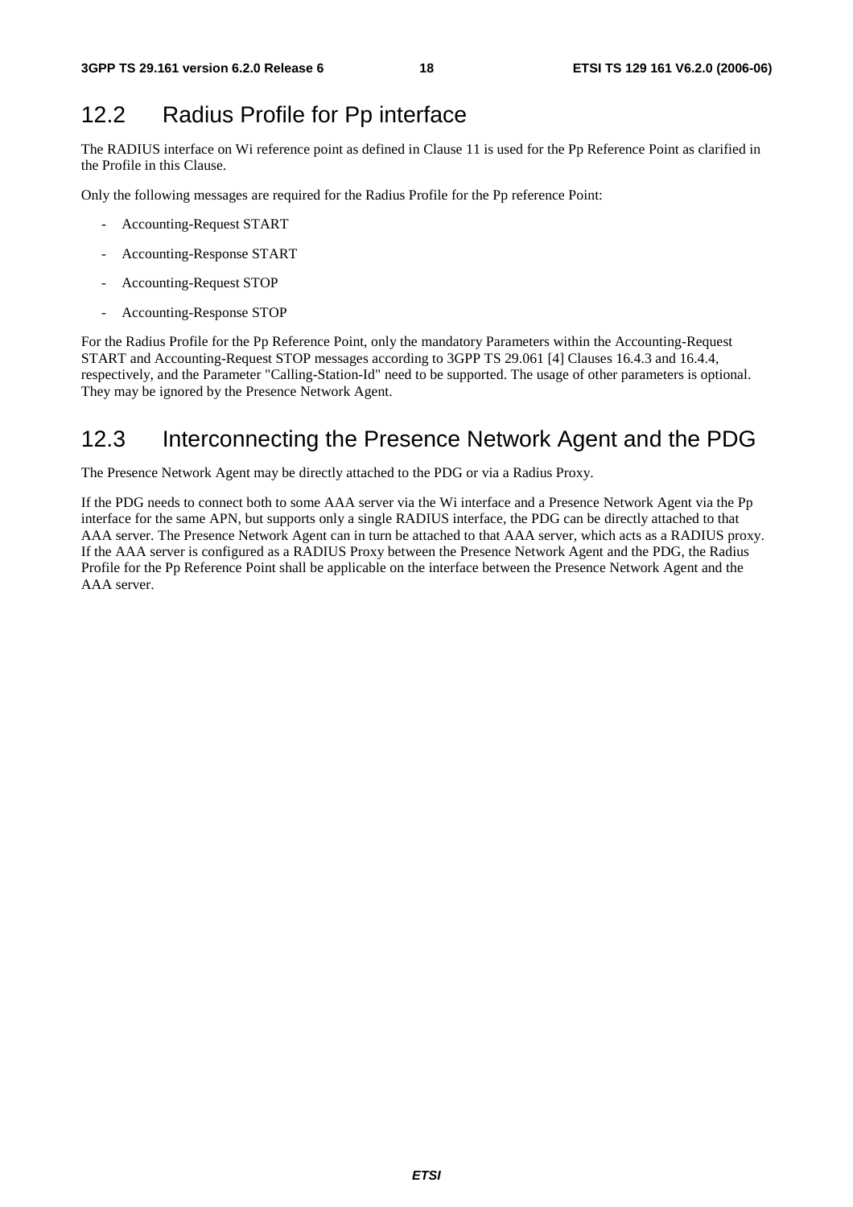## 12.2 Radius Profile for Pp interface

The RADIUS interface on Wi reference point as defined in Clause 11 is used for the Pp Reference Point as clarified in the Profile in this Clause.

Only the following messages are required for the Radius Profile for the Pp reference Point:

- Accounting-Request START
- Accounting-Response START
- Accounting-Request STOP
- Accounting-Response STOP

For the Radius Profile for the Pp Reference Point, only the mandatory Parameters within the Accounting-Request START and Accounting-Request STOP messages according to 3GPP TS 29.061 [4] Clauses 16.4.3 and 16.4.4, respectively, and the Parameter "Calling-Station-Id" need to be supported. The usage of other parameters is optional. They may be ignored by the Presence Network Agent.

## 12.3 Interconnecting the Presence Network Agent and the PDG

The Presence Network Agent may be directly attached to the PDG or via a Radius Proxy.

If the PDG needs to connect both to some AAA server via the Wi interface and a Presence Network Agent via the Pp interface for the same APN, but supports only a single RADIUS interface, the PDG can be directly attached to that AAA server. The Presence Network Agent can in turn be attached to that AAA server, which acts as a RADIUS proxy. If the AAA server is configured as a RADIUS Proxy between the Presence Network Agent and the PDG, the Radius Profile for the Pp Reference Point shall be applicable on the interface between the Presence Network Agent and the AAA server.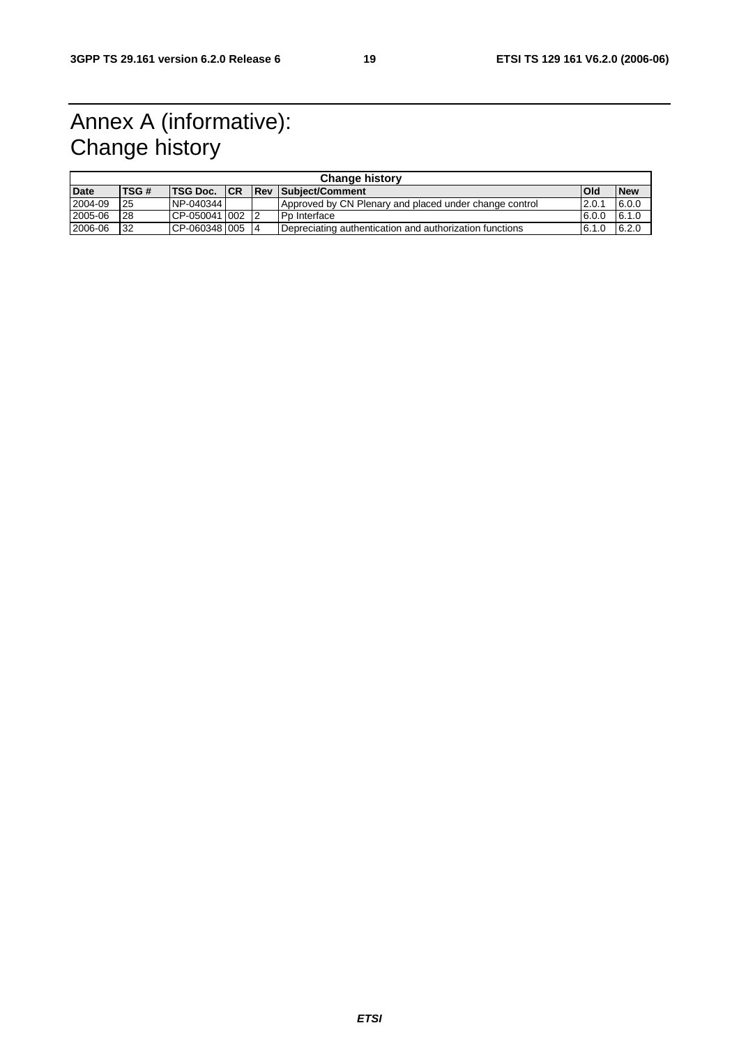# Annex A (informative): Change history

| Change history | | | | | | | |
|---|---|---|---|---|---|---|---|
| **Date** | **TSG #** | **TSG Doc.** | **CR** | **Rev** | **Subject/Comment** | **Old** | **New** |
| 2004-09 | 25 | NP-040344 | | | Approved by CN Plenary and placed under change control | 2.0.1 | 6.0.0 |
| 2005-06 | 28 | CP-050041 | 002 | 2 | Pp Interface | 6.0.0 | 6.1.0 |
| 2006-06 | 32 | CP-060348 | 005 | 4 | Depreciating authentication and authorization functions | 6.1.0 | 6.2.0 |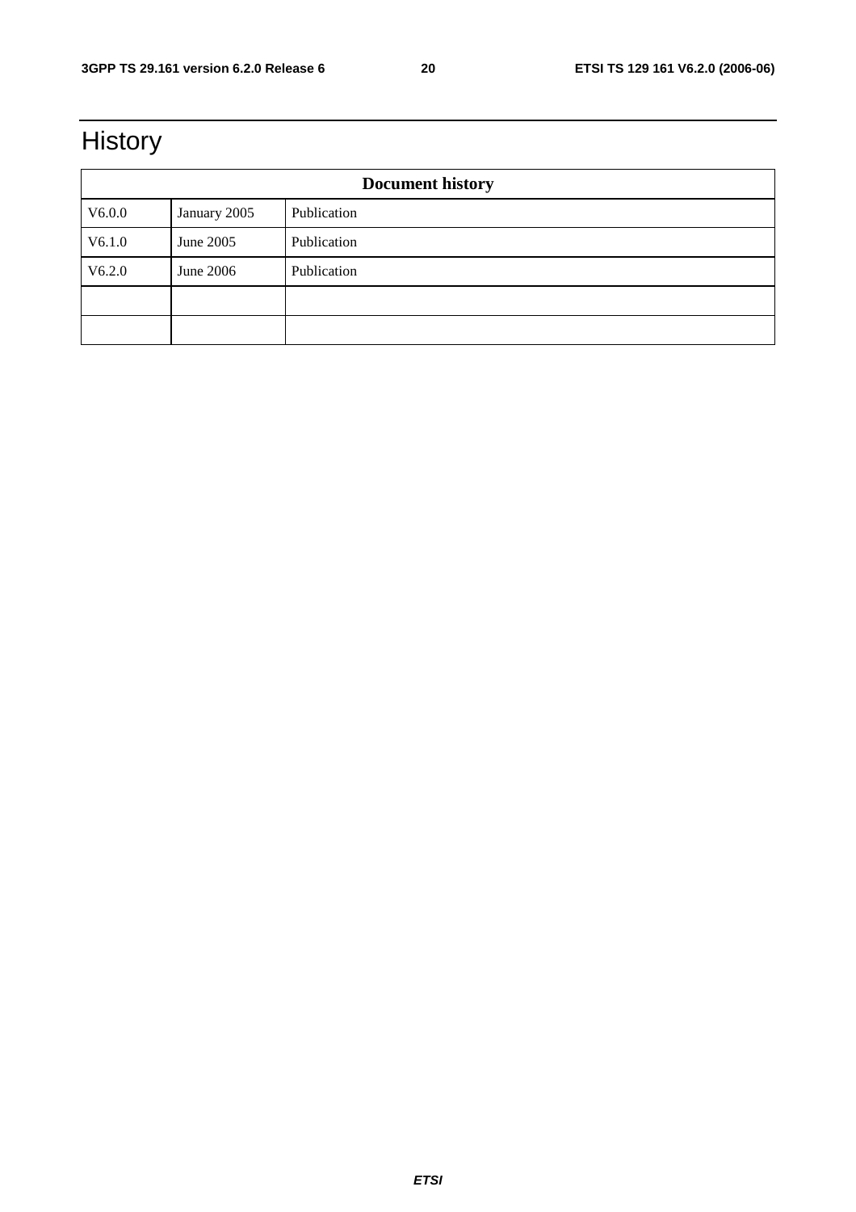# History

| Document history | | |
|---|---|---|
| V6.0.0 | January 2005 | Publication |
| V6.1.0 | June 2005 | Publication |
| V6.2.0 | June 2006 | Publication |
| | | |
| | | |